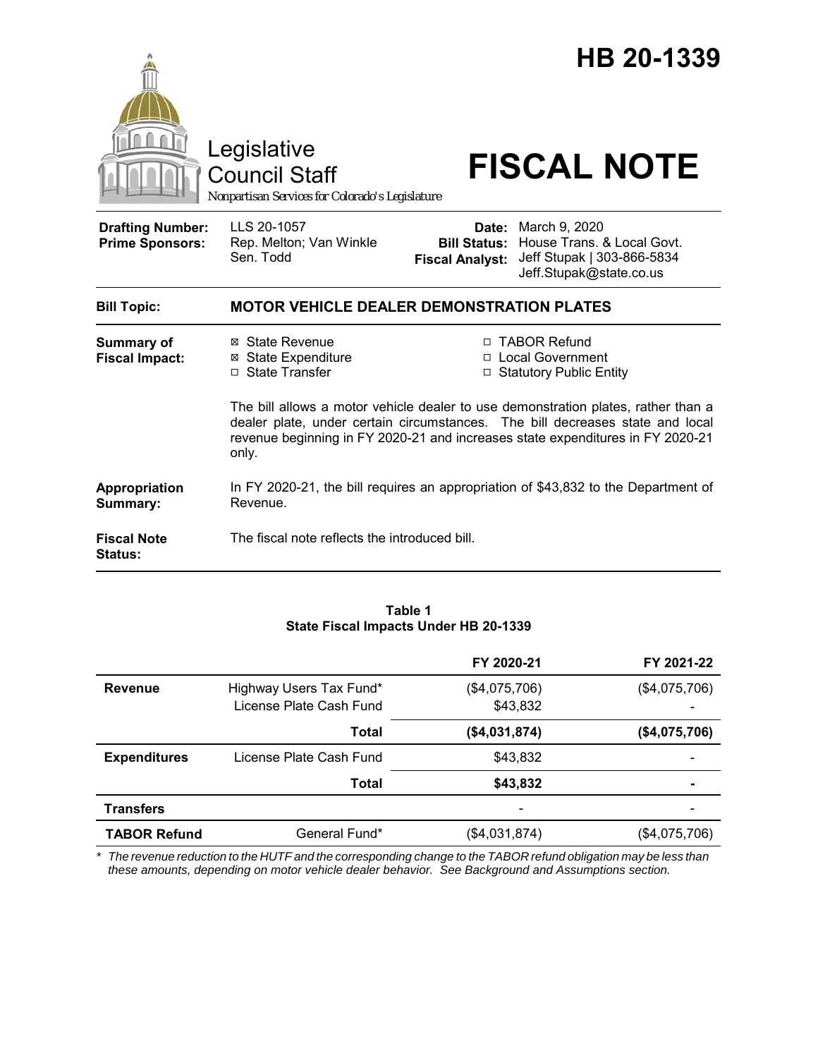# HB 20-1339

Legislative Council Staff

Nonpartisan Services for Colorado's Legislature

# FISCAL NOTE

| | | | |
|---|---|---|---|
| **Drafting Number:** | LLS 20-1057 | **Date:** | March 9, 2020 |
| **Prime Sponsors:** | Rep. Melton; Van Winkle<br>Sen. Todd | **Bill Status:** | House Trans. & Local Govt. |
| | | **Fiscal Analyst:** | Jeff Stupak \| 303-866-5834<br>Jeff.Stupak@state.co.us |

| | |
|---|---|
| **Bill Topic:** | **MOTOR VEHICLE DEALER DEMONSTRATION PLATES** |
| **Summary of Fiscal Impact:** | ☒ State Revenue<br>☒ State Expenditure<br>☐ State Transfer<br>☐ TABOR Refund<br>☐ Local Government<br>☐ Statutory Public Entity<br><br>The bill allows a motor vehicle dealer to use demonstration plates, rather than a dealer plate, under certain circumstances. The bill decreases state and local revenue beginning in FY 2020-21 and increases state expenditures in FY 2020-21 only. |
| **Appropriation Summary:** | In FY 2020-21, the bill requires an appropriation of $43,832 to the Department of Revenue. |
| **Fiscal Note Status:** | The fiscal note reflects the introduced bill. |

**Table 1**
**State Fiscal Impacts Under HB 20-1339**

| | | FY 2020-21 | FY 2021-22 |
|---|---|---|---|
| **Revenue** | Highway Users Tax Fund* | ($4,075,706) | ($4,075,706) |
| | License Plate Cash Fund | $43,832 | - |
| | **Total** | **($4,031,874)** | **($4,075,706)** |
| **Expenditures** | License Plate Cash Fund | $43,832 | - |
| | **Total** | **$43,832** | **-** |
| **Transfers** | | - | - |
| **TABOR Refund** | General Fund* | ($4,031,874) | ($4,075,706) |

*\* The revenue reduction to the HUTF and the corresponding change to the TABOR refund obligation may be less than these amounts, depending on motor vehicle dealer behavior. See Background and Assumptions section.*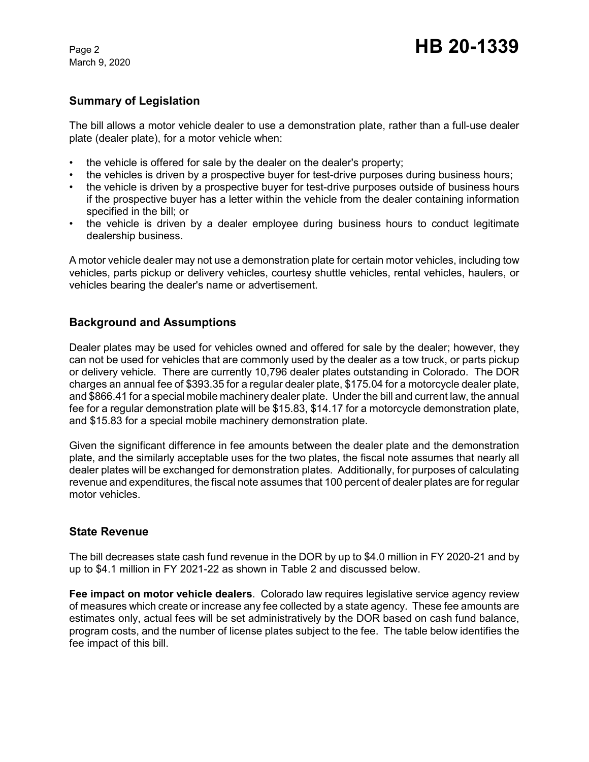## Summary of Legislation

The bill allows a motor vehicle dealer to use a demonstration plate, rather than a full-use dealer plate (dealer plate), for a motor vehicle when:

- the vehicle is offered for sale by the dealer on the dealer's property;
- the vehicles is driven by a prospective buyer for test-drive purposes during business hours;
- the vehicle is driven by a prospective buyer for test-drive purposes outside of business hours if the prospective buyer has a letter within the vehicle from the dealer containing information specified in the bill; or
- the vehicle is driven by a dealer employee during business hours to conduct legitimate dealership business.

A motor vehicle dealer may not use a demonstration plate for certain motor vehicles, including tow vehicles, parts pickup or delivery vehicles, courtesy shuttle vehicles, rental vehicles, haulers, or vehicles bearing the dealer's name or advertisement.

## Background and Assumptions

Dealer plates may be used for vehicles owned and offered for sale by the dealer; however, they can not be used for vehicles that are commonly used by the dealer as a tow truck, or parts pickup or delivery vehicle. There are currently 10,796 dealer plates outstanding in Colorado. The DOR charges an annual fee of $393.35 for a regular dealer plate, $175.04 for a motorcycle dealer plate, and $866.41 for a special mobile machinery dealer plate. Under the bill and current law, the annual fee for a regular demonstration plate will be $15.83, $14.17 for a motorcycle demonstration plate, and $15.83 for a special mobile machinery demonstration plate.

Given the significant difference in fee amounts between the dealer plate and the demonstration plate, and the similarly acceptable uses for the two plates, the fiscal note assumes that nearly all dealer plates will be exchanged for demonstration plates. Additionally, for purposes of calculating revenue and expenditures, the fiscal note assumes that 100 percent of dealer plates are for regular motor vehicles.

## State Revenue

The bill decreases state cash fund revenue in the DOR by up to $4.0 million in FY 2020-21 and by up to $4.1 million in FY 2021-22 as shown in Table 2 and discussed below.

**Fee impact on motor vehicle dealers**. Colorado law requires legislative service agency review of measures which create or increase any fee collected by a state agency. These fee amounts are estimates only, actual fees will be set administratively by the DOR based on cash fund balance, program costs, and the number of license plates subject to the fee. The table below identifies the fee impact of this bill.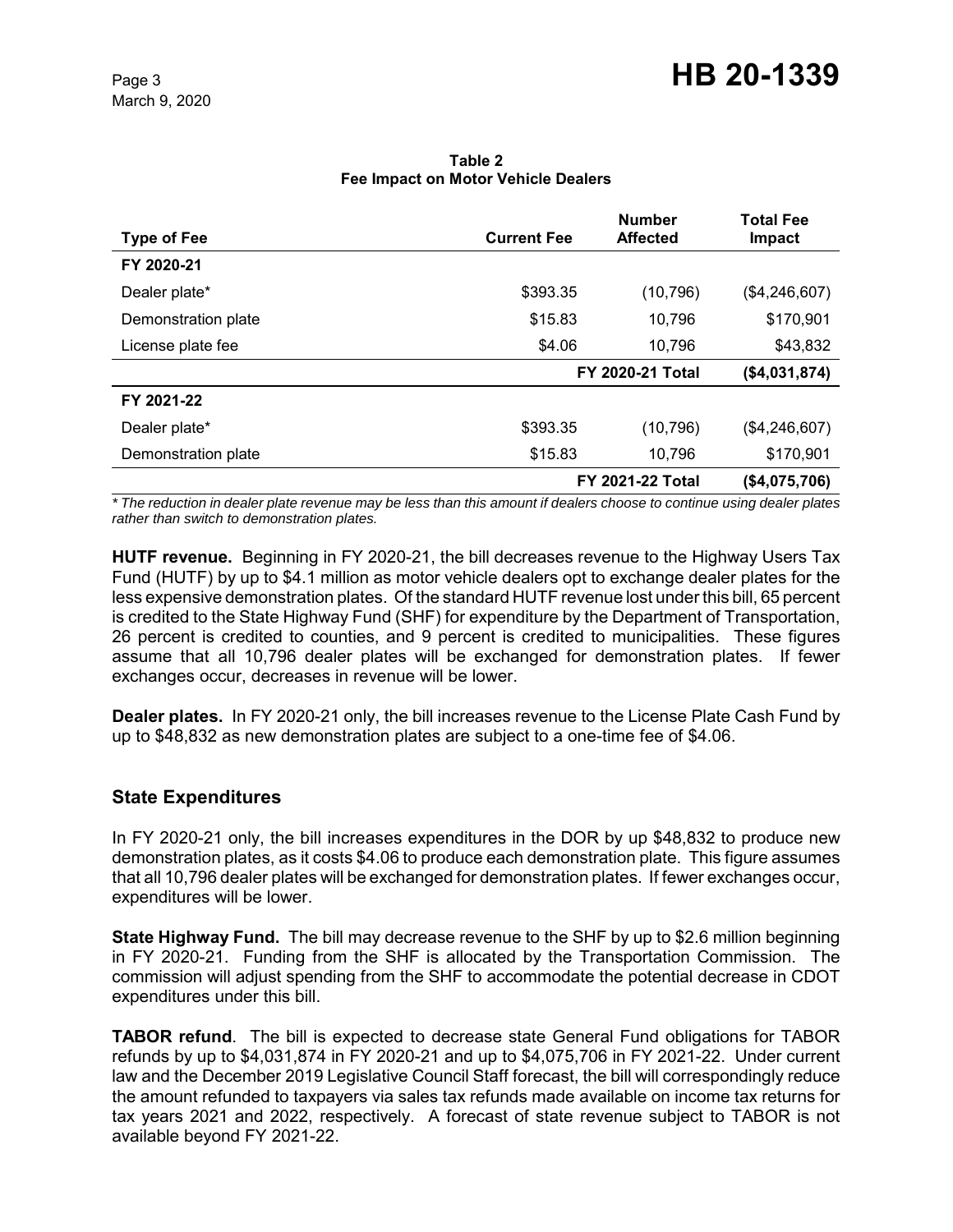**Table 2**
**Fee Impact on Motor Vehicle Dealers**

| Type of Fee | Current Fee | Number Affected | Total Fee Impact |
|---|---|---|---|
| **FY 2020-21** | | | |
| Dealer plate* | $393.35 | (10,796) | ($4,246,607) |
| Demonstration plate | $15.83 | 10,796 | $170,901 |
| License plate fee | $4.06 | 10,796 | $43,832 |
| | | **FY 2020-21 Total** | **($4,031,874)** |
| **FY 2021-22** | | | |
| Dealer plate* | $393.35 | (10,796) | ($4,246,607) |
| Demonstration plate | $15.83 | 10,796 | $170,901 |
| | | **FY 2021-22 Total** | **($4,075,706)** |

*\* The reduction in dealer plate revenue may be less than this amount if dealers choose to continue using dealer plates rather than switch to demonstration plates.*

**HUTF revenue.** Beginning in FY 2020-21, the bill decreases revenue to the Highway Users Tax Fund (HUTF) by up to $4.1 million as motor vehicle dealers opt to exchange dealer plates for the less expensive demonstration plates. Of the standard HUTF revenue lost under this bill, 65 percent is credited to the State Highway Fund (SHF) for expenditure by the Department of Transportation, 26 percent is credited to counties, and 9 percent is credited to municipalities. These figures assume that all 10,796 dealer plates will be exchanged for demonstration plates. If fewer exchanges occur, decreases in revenue will be lower.

**Dealer plates.** In FY 2020-21 only, the bill increases revenue to the License Plate Cash Fund by up to $48,832 as new demonstration plates are subject to a one-time fee of $4.06.

## State Expenditures

In FY 2020-21 only, the bill increases expenditures in the DOR by up $48,832 to produce new demonstration plates, as it costs $4.06 to produce each demonstration plate. This figure assumes that all 10,796 dealer plates will be exchanged for demonstration plates. If fewer exchanges occur, expenditures will be lower.

**State Highway Fund.** The bill may decrease revenue to the SHF by up to $2.6 million beginning in FY 2020-21. Funding from the SHF is allocated by the Transportation Commission. The commission will adjust spending from the SHF to accommodate the potential decrease in CDOT expenditures under this bill.

**TABOR refund**. The bill is expected to decrease state General Fund obligations for TABOR refunds by up to $4,031,874 in FY 2020-21 and up to $4,075,706 in FY 2021-22. Under current law and the December 2019 Legislative Council Staff forecast, the bill will correspondingly reduce the amount refunded to taxpayers via sales tax refunds made available on income tax returns for tax years 2021 and 2022, respectively. A forecast of state revenue subject to TABOR is not available beyond FY 2021-22.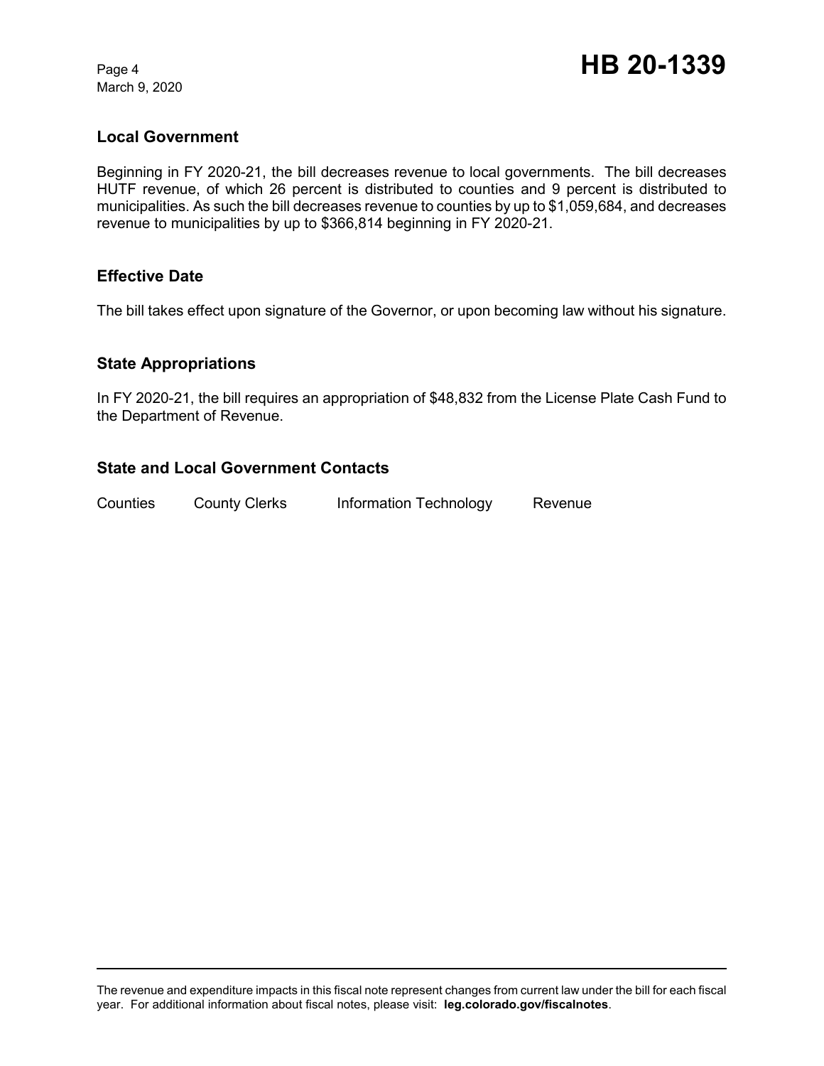## Local Government

Beginning in FY 2020-21, the bill decreases revenue to local governments. The bill decreases HUTF revenue, of which 26 percent is distributed to counties and 9 percent is distributed to municipalities. As such the bill decreases revenue to counties by up to $1,059,684, and decreases revenue to municipalities by up to $366,814 beginning in FY 2020-21.

## Effective Date

The bill takes effect upon signature of the Governor, or upon becoming law without his signature.

## State Appropriations

In FY 2020-21, the bill requires an appropriation of $48,832 from the License Plate Cash Fund to the Department of Revenue.

## State and Local Government Contacts

| | | | |
|---|---|---|---|
| Counties | County Clerks | Information Technology | Revenue |

The revenue and expenditure impacts in this fiscal note represent changes from current law under the bill for each fiscal year. For additional information about fiscal notes, please visit: **leg.colorado.gov/fiscalnotes**.